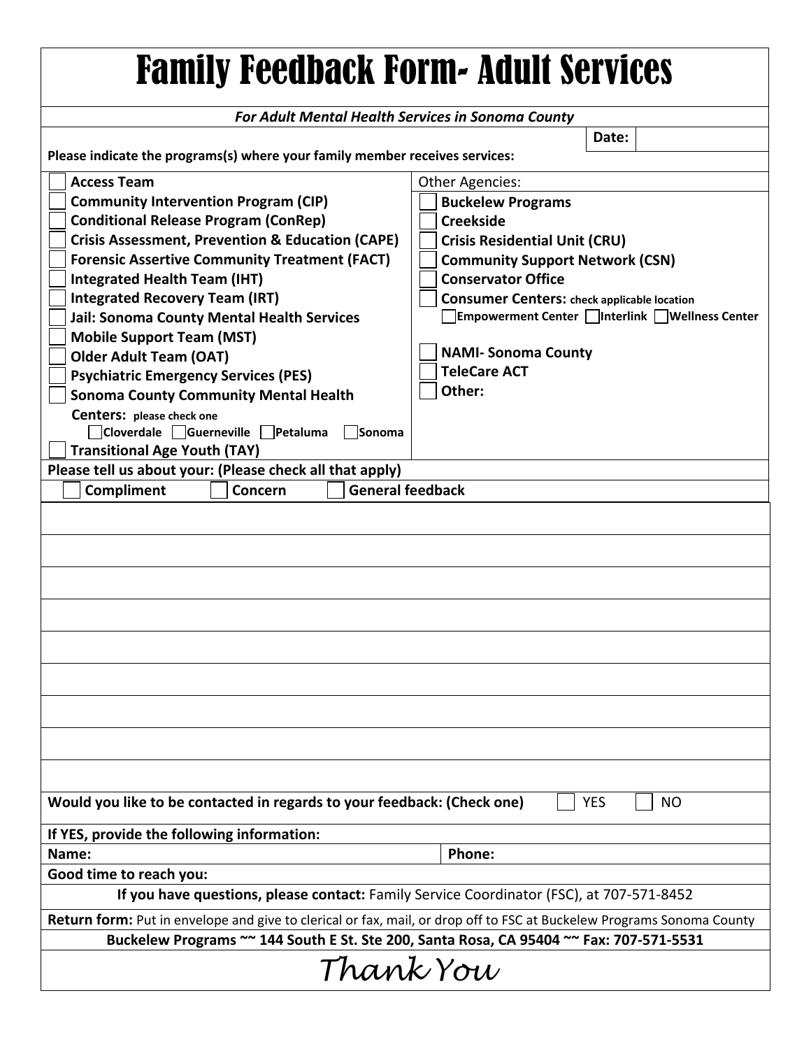# Family Feedback Form- Adult Services

***For Adult Mental Health Services in Sonoma County***

**Date:**

**Please indicate the programs(s) where your family member receives services:**

- ☐ **Access Team**
- ☐ **Community Intervention Program (CIP)**
- ☐ **Conditional Release Program (ConRep)**
- ☐ **Crisis Assessment, Prevention & Education (CAPE)**
- ☐ **Forensic Assertive Community Treatment (FACT)**
- ☐ **Integrated Health Team (IHT)**
- ☐ **Integrated Recovery Team (IRT)**
- ☐ **Jail: Sonoma County Mental Health Services**
- ☐ **Mobile Support Team (MST)**
- ☐ **Older Adult Team (OAT)**
- ☐ **Psychiatric Emergency Services (PES)**
- ☐ **Sonoma County Community Mental Health Centers:** please check one
  - ☐ **Cloverdale** ☐ **Guerneville** ☐ **Petaluma** ☐ **Sonoma**
- ☐ **Transitional Age Youth (TAY)**

Other Agencies:

- ☐ **Buckelew Programs**
- ☐ **Creekside**
- ☐ **Crisis Residential Unit (CRU)**
- ☐ **Community Support Network (CSN)**
- ☐ **Conservator Office**
- ☐ **Consumer Centers:** check applicable location
  - ☐ **Empowerment Center** ☐ **Interlink** ☐ **Wellness Center**
- ☐ **NAMI- Sonoma County**
- ☐ **TeleCare ACT**
- ☐ **Other:**

**Please tell us about your: (Please check all that apply)**

☐ **Compliment** ☐ **Concern** ☐ **General feedback**

**Would you like to be contacted in regards to your feedback: (Check one)** ☐ YES ☐ NO

**If YES, provide the following information:**

| **Name:** | **Phone:** |
|---|---|
| **Good time to reach you:** | |

**If you have questions, please contact:** Family Service Coordinator (FSC), at 707-571-8452

**Return form:** Put in envelope and give to clerical or fax, mail, or drop off to FSC at Buckelew Programs Sonoma County

**Buckelew Programs ~~ 144 South E St. Ste 200, Santa Rosa, CA 95404 ~~ Fax: 707-571-5531**

*Thank You*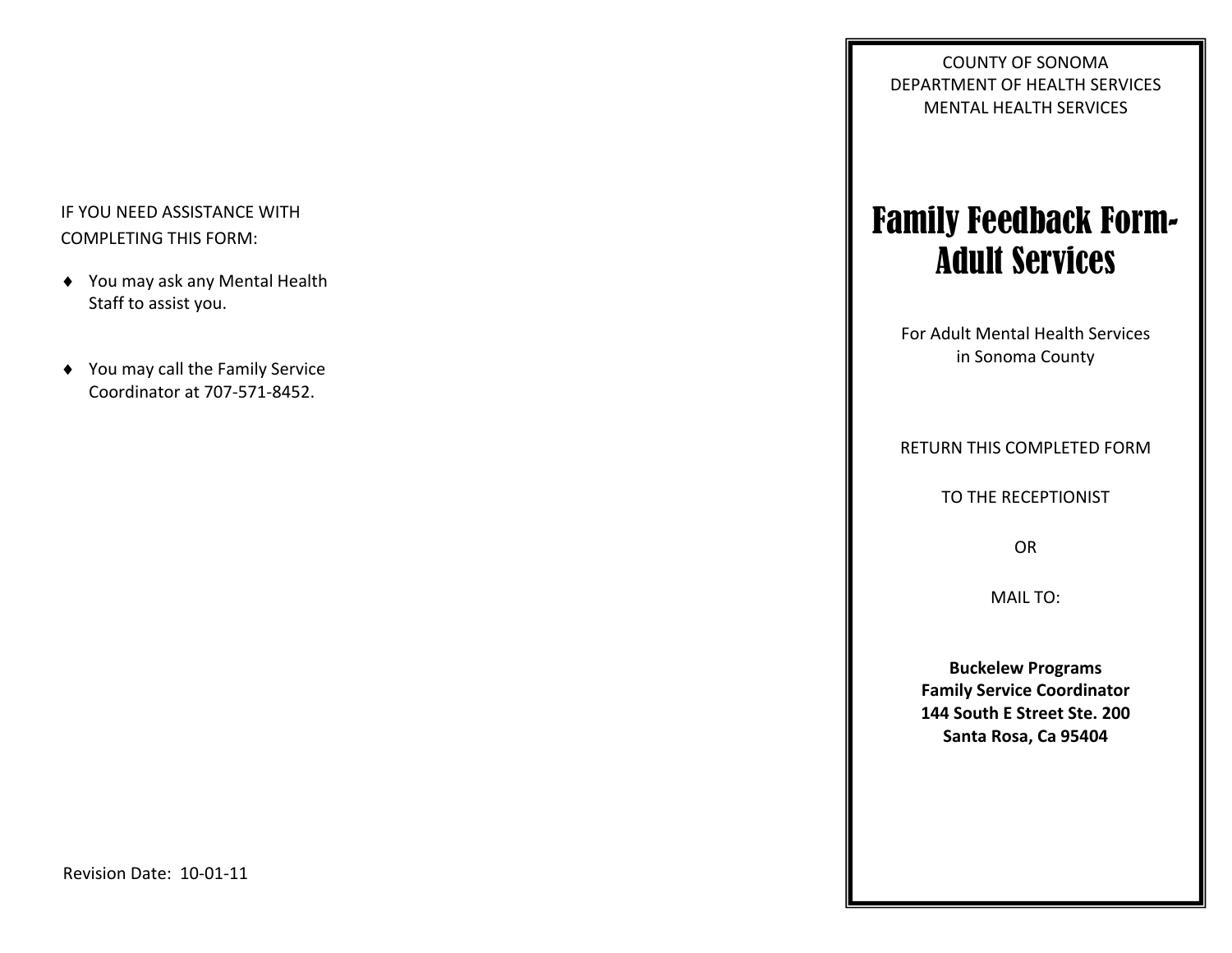IF YOU NEED ASSISTANCE WITH COMPLETING THIS FORM:

- You may ask any Mental Health Staff to assist you.
- You may call the Family Service Coordinator at 707-571-8452.

Revision Date: 10-01-11

COUNTY OF SONOMA
DEPARTMENT OF HEALTH SERVICES
MENTAL HEALTH SERVICES

# Family Feedback Form-Adult Services

For Adult Mental Health Services in Sonoma County

RETURN THIS COMPLETED FORM

TO THE RECEPTIONIST

OR

MAIL TO:

**Buckelew Programs**
**Family Service Coordinator**
**144 South E Street Ste. 200**
**Santa Rosa, Ca 95404**